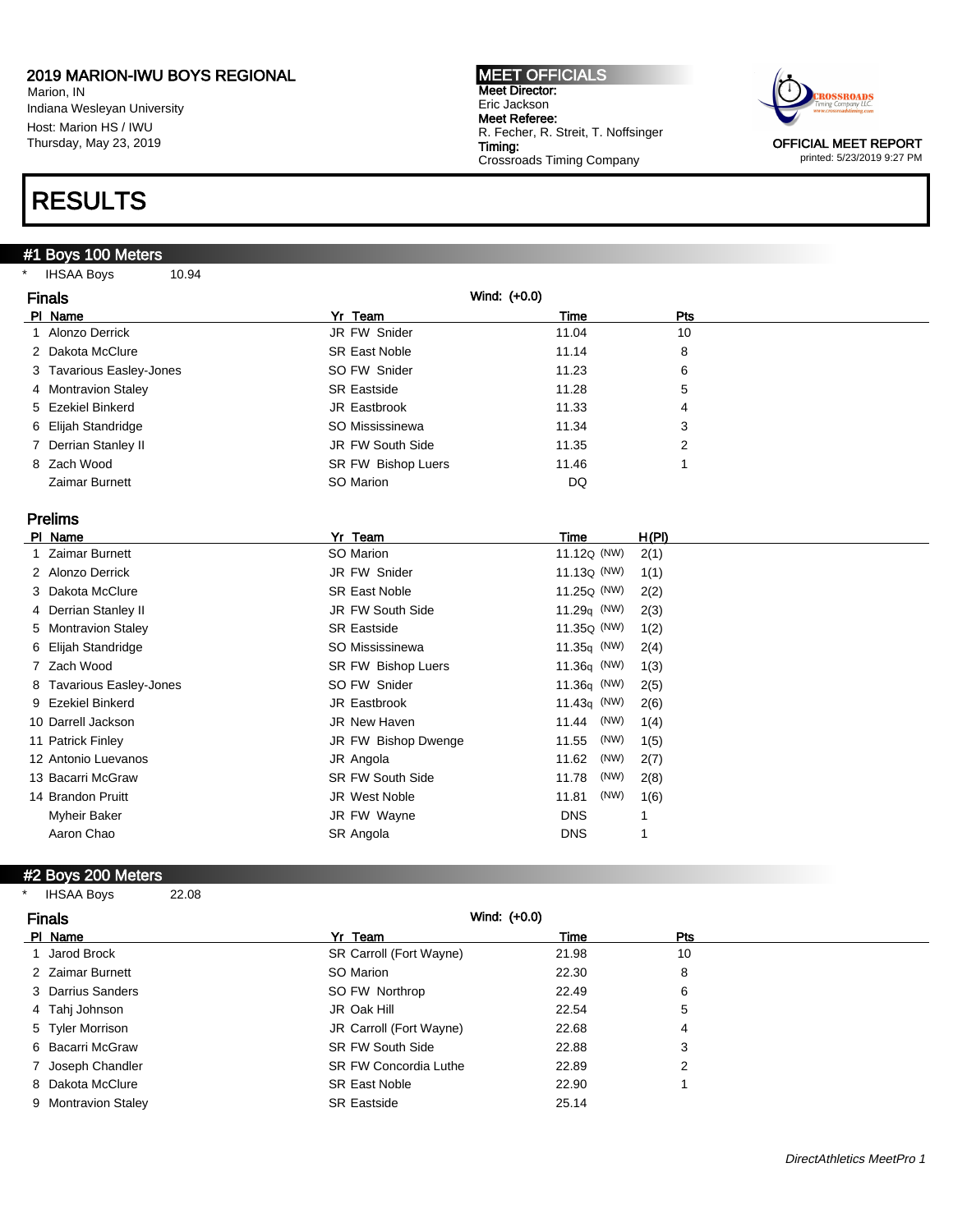## 2019 MARION-IWU BOYS REGIONAL

Marion, IN
Indiana Wesleyan University
Host: Marion HS / IWU
Thursday, May 23, 2019

**MEET OFFICIALS**
**Meet Director:**
Eric Jackson
**Meet Referee:**
R. Fecher, R. Streit, T. Noffsinger
**Timing:**
Crossroads Timing Company

OFFICIAL MEET REPORT
printed: 5/23/2019 9:27 PM

# RESULTS

## #1 Boys 100 Meters

\* IHSAA Boys 10.94

### Finals

Wind: (+0.0)

| Pl | Name | Yr | Team | Time | Pts |
|---|---|---|---|---|---|
| 1 | Alonzo Derrick | JR | FW Snider | 11.04 | 10 |
| 2 | Dakota McClure | SR | East Noble | 11.14 | 8 |
| 3 | Tavarious Easley-Jones | SO | FW Snider | 11.23 | 6 |
| 4 | Montravion Staley | SR | Eastside | 11.28 | 5 |
| 5 | Ezekiel Binkerd | JR | Eastbrook | 11.33 | 4 |
| 6 | Elijah Standridge | SO | Mississinewa | 11.34 | 3 |
| 7 | Derrian Stanley II | JR | FW South Side | 11.35 | 2 |
| 8 | Zach Wood | SR | FW Bishop Luers | 11.46 | 1 |
| | Zaimar Burnett | SO | Marion | DQ | |

### Prelims

| Pl | Name | Yr | Team | Time | | H(Pl) |
|---|---|---|---|---|---|---|
| 1 | Zaimar Burnett | SO | Marion | 11.12Q | (NW) | 2(1) |
| 2 | Alonzo Derrick | JR | FW Snider | 11.13Q | (NW) | 1(1) |
| 3 | Dakota McClure | SR | East Noble | 11.25Q | (NW) | 2(2) |
| 4 | Derrian Stanley II | JR | FW South Side | 11.29q | (NW) | 2(3) |
| 5 | Montravion Staley | SR | Eastside | 11.35Q | (NW) | 1(2) |
| 6 | Elijah Standridge | SO | Mississinewa | 11.35q | (NW) | 2(4) |
| 7 | Zach Wood | SR | FW Bishop Luers | 11.36q | (NW) | 1(3) |
| 8 | Tavarious Easley-Jones | SO | FW Snider | 11.36q | (NW) | 2(5) |
| 9 | Ezekiel Binkerd | JR | Eastbrook | 11.43q | (NW) | 2(6) |
| 10 | Darrell Jackson | JR | New Haven | 11.44 | (NW) | 1(4) |
| 11 | Patrick Finley | JR | FW Bishop Dwenge | 11.55 | (NW) | 1(5) |
| 12 | Antonio Luevanos | JR | Angola | 11.62 | (NW) | 2(7) |
| 13 | Bacarri McGraw | SR | FW South Side | 11.78 | (NW) | 2(8) |
| 14 | Brandon Pruitt | JR | West Noble | 11.81 | (NW) | 1(6) |
| | Myheir Baker | JR | FW Wayne | DNS | | 1 |
| | Aaron Chao | SR | Angola | DNS | | 1 |

## #2 Boys 200 Meters

\* IHSAA Boys 22.08

### Finals

Wind: (+0.0)

| Pl | Name | Yr | Team | Time | Pts |
|---|---|---|---|---|---|
| 1 | Jarod Brock | SR | Carroll (Fort Wayne) | 21.98 | 10 |
| 2 | Zaimar Burnett | SO | Marion | 22.30 | 8 |
| 3 | Darrius Sanders | SO | FW Northrop | 22.49 | 6 |
| 4 | Tahj Johnson | JR | Oak Hill | 22.54 | 5 |
| 5 | Tyler Morrison | JR | Carroll (Fort Wayne) | 22.68 | 4 |
| 6 | Bacarri McGraw | SR | FW South Side | 22.88 | 3 |
| 7 | Joseph Chandler | SR | FW Concordia Luthe | 22.89 | 2 |
| 8 | Dakota McClure | SR | East Noble | 22.90 | 1 |
| 9 | Montravion Staley | SR | Eastside | 25.14 | |

*DirectAthletics MeetPro 1*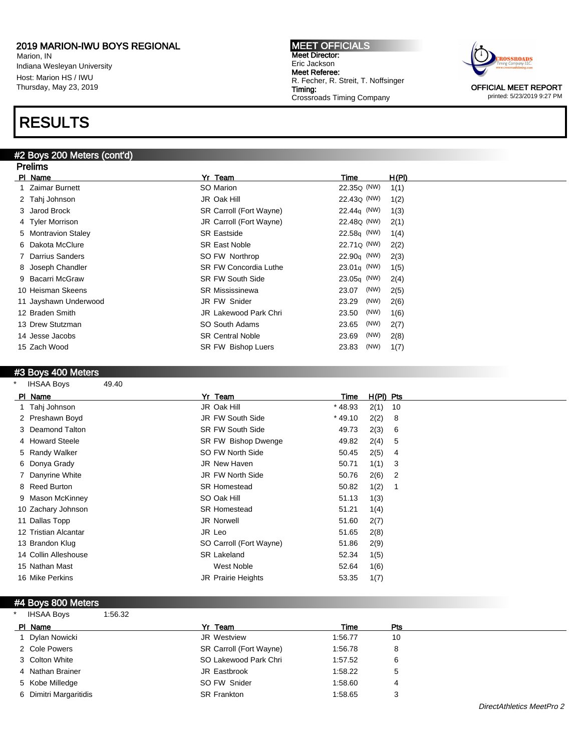# 2019 MARION-IWU BOYS REGIONAL

Marion, IN
Indiana Wesleyan University
Host: Marion HS / IWU
Thursday, May 23, 2019

**MEET OFFICIALS**
**Meet Director:**
Eric Jackson
**Meet Referee:**
R. Fecher, R. Streit, T. Noffsinger
**Timing:**
Crossroads Timing Company

OFFICIAL MEET REPORT
printed: 5/23/2019 9:27 PM

# RESULTS

## #2 Boys 200 Meters (cont'd)

### Prelims

| Pl | Name | Yr | Team | Time | | H(Pl) |
|---|---|---|---|---|---|---|
| 1 | Zaimar Burnett | SO | Marion | 22.35Q | (NW) | 1(1) |
| 2 | Tahj Johnson | JR | Oak Hill | 22.43Q | (NW) | 1(2) |
| 3 | Jarod Brock | SR | Carroll (Fort Wayne) | 22.44q | (NW) | 1(3) |
| 4 | Tyler Morrison | JR | Carroll (Fort Wayne) | 22.48Q | (NW) | 2(1) |
| 5 | Montravion Staley | SR | Eastside | 22.58q | (NW) | 1(4) |
| 6 | Dakota McClure | SR | East Noble | 22.71Q | (NW) | 2(2) |
| 7 | Darrius Sanders | SO | FW Northrop | 22.90q | (NW) | 2(3) |
| 8 | Joseph Chandler | SR | FW Concordia Luthe | 23.01q | (NW) | 1(5) |
| 9 | Bacarri McGraw | SR | FW South Side | 23.05q | (NW) | 2(4) |
| 10 | Heisman Skeens | SR | Mississinewa | 23.07 | (NW) | 2(5) |
| 11 | Jayshawn Underwood | JR | FW Snider | 23.29 | (NW) | 2(6) |
| 12 | Braden Smith | JR | Lakewood Park Chri | 23.50 | (NW) | 1(6) |
| 13 | Drew Stutzman | SO | South Adams | 23.65 | (NW) | 2(7) |
| 14 | Jesse Jacobs | SR | Central Noble | 23.69 | (NW) | 2(8) |
| 15 | Zach Wood | SR | FW Bishop Luers | 23.83 | (NW) | 1(7) |

## #3 Boys 400 Meters

\* IHSAA Boys 49.40

| Pl | Name | Yr | Team | Time | H(Pl) | Pts |
|---|---|---|---|---|---|---|
| 1 | Tahj Johnson | JR | Oak Hill | * 48.93 | 2(1) | 10 |
| 2 | Preshawn Boyd | JR | FW South Side | * 49.10 | 2(2) | 8 |
| 3 | Deamond Talton | SR | FW South Side | 49.73 | 2(3) | 6 |
| 4 | Howard Steele | SR | FW Bishop Dwenge | 49.82 | 2(4) | 5 |
| 5 | Randy Walker | SO | FW North Side | 50.45 | 2(5) | 4 |
| 6 | Donya Grady | JR | New Haven | 50.71 | 1(1) | 3 |
| 7 | Danyrine White | JR | FW North Side | 50.76 | 2(6) | 2 |
| 8 | Reed Burton | SR | Homestead | 50.82 | 1(2) | 1 |
| 9 | Mason McKinney | SO | Oak Hill | 51.13 | 1(3) | |
| 10 | Zachary Johnson | SR | Homestead | 51.21 | 1(4) | |
| 11 | Dallas Topp | JR | Norwell | 51.60 | 2(7) | |
| 12 | Tristian Alcantar | JR | Leo | 51.65 | 2(8) | |
| 13 | Brandon Klug | SO | Carroll (Fort Wayne) | 51.86 | 2(9) | |
| 14 | Collin Alleshouse | SR | Lakeland | 52.34 | 1(5) | |
| 15 | Nathan Mast | | West Noble | 52.64 | 1(6) | |
| 16 | Mike Perkins | JR | Prairie Heights | 53.35 | 1(7) | |

## #4 Boys 800 Meters

\* IHSAA Boys 1:56.32

| Pl | Name | Yr | Team | Time | Pts |
|---|---|---|---|---|---|
| 1 | Dylan Nowicki | JR | Westview | 1:56.77 | 10 |
| 2 | Cole Powers | SR | Carroll (Fort Wayne) | 1:56.78 | 8 |
| 3 | Colton White | SO | Lakewood Park Chri | 1:57.52 | 6 |
| 4 | Nathan Brainer | JR | Eastbrook | 1:58.22 | 5 |
| 5 | Kobe Milledge | SO | FW Snider | 1:58.60 | 4 |
| 6 | Dimitri Margaritidis | SR | Frankton | 1:58.65 | 3 |

*DirectAthletics MeetPro 2*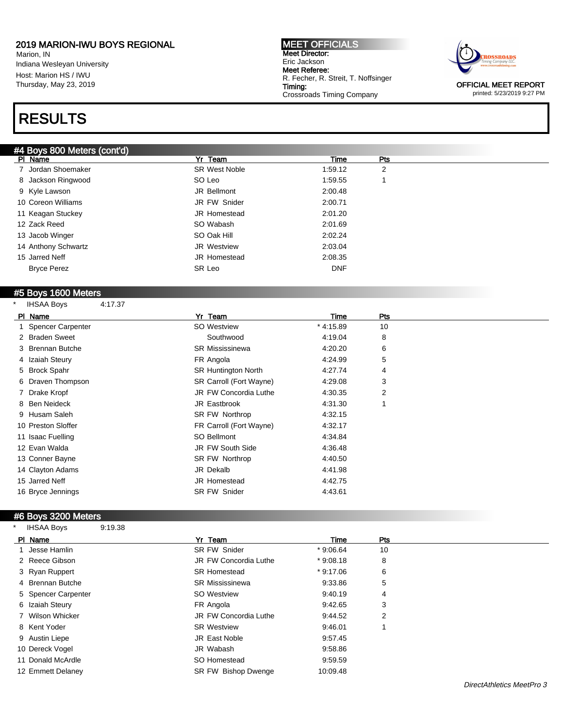2019 MARION-IWU BOYS REGIONAL
Marion, IN
Indiana Wesleyan University
Host: Marion HS / IWU
Thursday, May 23, 2019

**MEET OFFICIALS**
**Meet Director:**
Eric Jackson
**Meet Referee:**
R. Fecher, R. Streit, T. Noffsinger
**Timing:**
Crossroads Timing Company

OFFICIAL MEET REPORT
printed: 5/23/2019 9:27 PM

# RESULTS

## #4 Boys 800 Meters (cont'd)

| Pl | Name | Yr | Team | Time | Pts |
|---|---|---|---|---|---|
| 7 | Jordan Shoemaker | SR | West Noble | 1:59.12 | 2 |
| 8 | Jackson Ringwood | SO | Leo | 1:59.55 | 1 |
| 9 | Kyle Lawson | JR | Bellmont | 2:00.48 | |
| 10 | Coreon Williams | JR | FW Snider | 2:00.71 | |
| 11 | Keagan Stuckey | JR | Homestead | 2:01.20 | |
| 12 | Zack Reed | SO | Wabash | 2:01.69 | |
| 13 | Jacob Winger | SO | Oak Hill | 2:02.24 | |
| 14 | Anthony Schwartz | JR | Westview | 2:03.04 | |
| 15 | Jarred Neff | JR | Homestead | 2:08.35 | |
| | Bryce Perez | SR | Leo | DNF | |

## #5 Boys 1600 Meters

\* IHSAA Boys 4:17.37

| Pl | Name | Yr | Team | Time | Pts |
|---|---|---|---|---|---|
| 1 | Spencer Carpenter | SO | Westview | * 4:15.89 | 10 |
| 2 | Braden Sweet | | Southwood | 4:19.04 | 8 |
| 3 | Brennan Butche | SR | Mississinewa | 4:20.20 | 6 |
| 4 | Izaiah Steury | FR | Angola | 4:24.99 | 5 |
| 5 | Brock Spahr | SR | Huntington North | 4:27.74 | 4 |
| 6 | Draven Thompson | SR | Carroll (Fort Wayne) | 4:29.08 | 3 |
| 7 | Drake Kropf | JR | FW Concordia Luthe | 4:30.35 | 2 |
| 8 | Ben Neideck | JR | Eastbrook | 4:31.30 | 1 |
| 9 | Husam Saleh | SR | FW Northrop | 4:32.15 | |
| 10 | Preston Sloffer | FR | Carroll (Fort Wayne) | 4:32.17 | |
| 11 | Isaac Fuelling | SO | Bellmont | 4:34.84 | |
| 12 | Evan Walda | JR | FW South Side | 4:36.48 | |
| 13 | Conner Bayne | SR | FW Northrop | 4:40.50 | |
| 14 | Clayton Adams | JR | Dekalb | 4:41.98 | |
| 15 | Jarred Neff | JR | Homestead | 4:42.75 | |
| 16 | Bryce Jennings | SR | FW Snider | 4:43.61 | |

## #6 Boys 3200 Meters

\* IHSAA Boys 9:19.38

| Pl | Name | Yr | Team | Time | Pts |
|---|---|---|---|---|---|
| 1 | Jesse Hamlin | SR | FW Snider | * 9:06.64 | 10 |
| 2 | Reece Gibson | JR | FW Concordia Luthe | * 9:08.18 | 8 |
| 3 | Ryan Ruppert | SR | Homestead | * 9:17.06 | 6 |
| 4 | Brennan Butche | SR | Mississinewa | 9:33.86 | 5 |
| 5 | Spencer Carpenter | SO | Westview | 9:40.19 | 4 |
| 6 | Izaiah Steury | FR | Angola | 9:42.65 | 3 |
| 7 | Wilson Whicker | JR | FW Concordia Luthe | 9:44.52 | 2 |
| 8 | Kent Yoder | SR | Westview | 9:46.01 | 1 |
| 9 | Austin Liepe | JR | East Noble | 9:57.45 | |
| 10 | Dereck Vogel | JR | Wabash | 9:58.86 | |
| 11 | Donald McArdle | SO | Homestead | 9:59.59 | |
| 12 | Emmett Delaney | SR | FW Bishop Dwenge | 10:09.48 | |

*DirectAthletics MeetPro 3*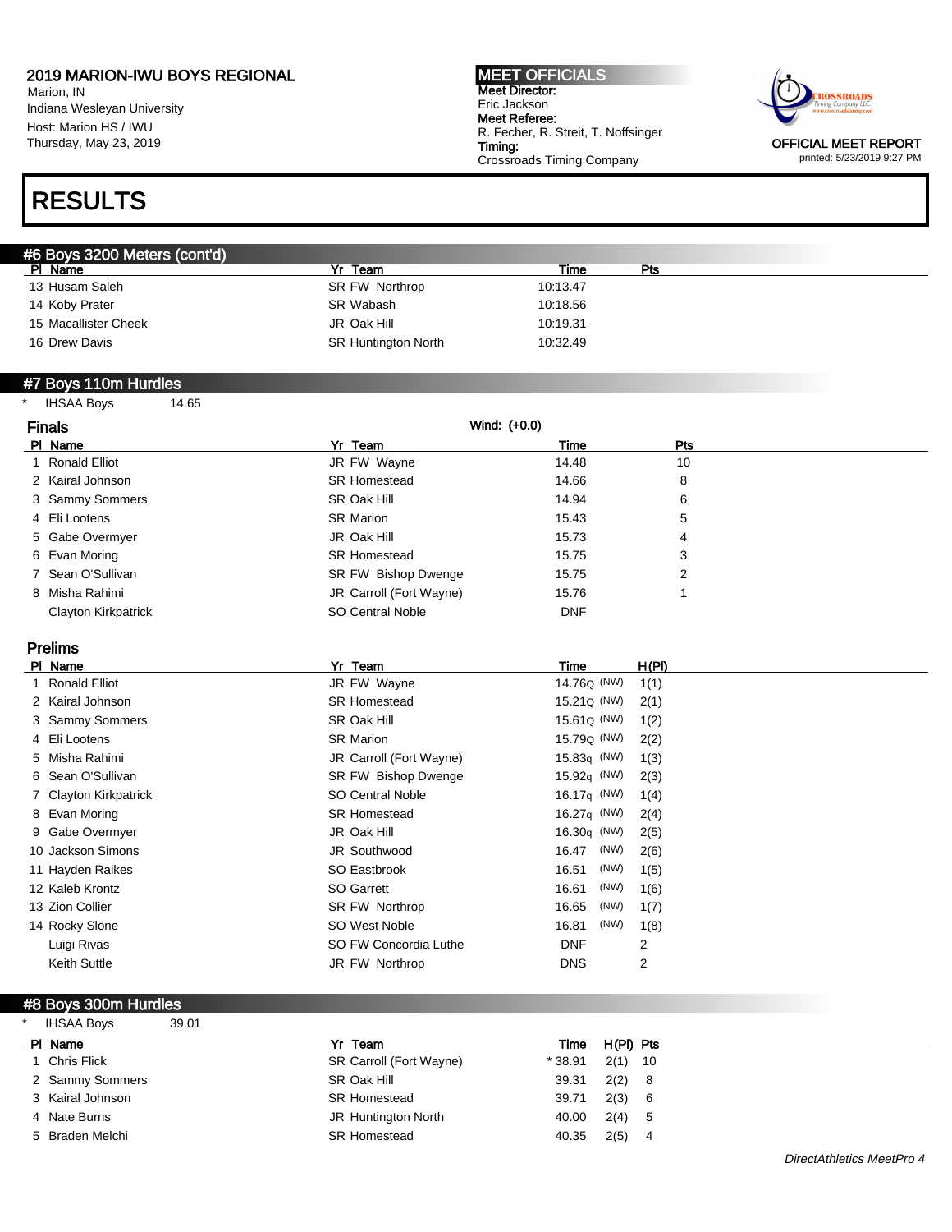2019 MARION-IWU BOYS REGIONAL
Marion, IN
Indiana Wesleyan University
Host: Marion HS / IWU
Thursday, May 23, 2019

**MEET OFFICIALS**
**Meet Director:**
Eric Jackson
**Meet Referee:**
R. Fecher, R. Streit, T. Noffsinger
**Timing:**
Crossroads Timing Company

OFFICIAL MEET REPORT
printed: 5/23/2019 9:27 PM

# RESULTS

## #6 Boys 3200 Meters (cont'd)

| Pl | Name | Yr | Team | Time | Pts |
|---|---|---|---|---|---|
| 13 | Husam Saleh | SR | FW Northrop | 10:13.47 | |
| 14 | Koby Prater | SR | Wabash | 10:18.56 | |
| 15 | Macallister Cheek | JR | Oak Hill | 10:19.31 | |
| 16 | Drew Davis | SR | Huntington North | 10:32.49 | |

## #7 Boys 110m Hurdles

\* IHSAA Boys 14.65

### Finals

Wind: (+0.0)

| Pl | Name | Yr | Team | Time | Pts |
|---|---|---|---|---|---|
| 1 | Ronald Elliot | JR | FW Wayne | 14.48 | 10 |
| 2 | Kairal Johnson | SR | Homestead | 14.66 | 8 |
| 3 | Sammy Sommers | SR | Oak Hill | 14.94 | 6 |
| 4 | Eli Lootens | SR | Marion | 15.43 | 5 |
| 5 | Gabe Overmyer | JR | Oak Hill | 15.73 | 4 |
| 6 | Evan Moring | SR | Homestead | 15.75 | 3 |
| 7 | Sean O'Sullivan | SR | FW Bishop Dwenge | 15.75 | 2 |
| 8 | Misha Rahimi | JR | Carroll (Fort Wayne) | 15.76 | 1 |
| | Clayton Kirkpatrick | SO | Central Noble | DNF | |

### Prelims

| Pl | Name | Yr | Team | Time | Wind | H(Pl) |
|---|---|---|---|---|---|---|
| 1 | Ronald Elliot | JR | FW Wayne | 14.76Q | (NW) | 1(1) |
| 2 | Kairal Johnson | SR | Homestead | 15.21Q | (NW) | 2(1) |
| 3 | Sammy Sommers | SR | Oak Hill | 15.61Q | (NW) | 1(2) |
| 4 | Eli Lootens | SR | Marion | 15.79Q | (NW) | 2(2) |
| 5 | Misha Rahimi | JR | Carroll (Fort Wayne) | 15.83q | (NW) | 1(3) |
| 6 | Sean O'Sullivan | SR | FW Bishop Dwenge | 15.92q | (NW) | 2(3) |
| 7 | Clayton Kirkpatrick | SO | Central Noble | 16.17q | (NW) | 1(4) |
| 8 | Evan Moring | SR | Homestead | 16.27q | (NW) | 2(4) |
| 9 | Gabe Overmyer | JR | Oak Hill | 16.30q | (NW) | 2(5) |
| 10 | Jackson Simons | JR | Southwood | 16.47 | (NW) | 2(6) |
| 11 | Hayden Raikes | SO | Eastbrook | 16.51 | (NW) | 1(5) |
| 12 | Kaleb Krontz | SO | Garrett | 16.61 | (NW) | 1(6) |
| 13 | Zion Collier | SR | FW Northrop | 16.65 | (NW) | 1(7) |
| 14 | Rocky Slone | SO | West Noble | 16.81 | (NW) | 1(8) |
| | Luigi Rivas | SO | FW Concordia Luthe | DNF | | 2 |
| | Keith Suttle | JR | FW Northrop | DNS | | 2 |

## #8 Boys 300m Hurdles

\* IHSAA Boys 39.01

| Pl | Name | Yr | Team | Time | H(Pl) | Pts |
|---|---|---|---|---|---|---|
| 1 | Chris Flick | SR | Carroll (Fort Wayne) | * 38.91 | 2(1) | 10 |
| 2 | Sammy Sommers | SR | Oak Hill | 39.31 | 2(2) | 8 |
| 3 | Kairal Johnson | SR | Homestead | 39.71 | 2(3) | 6 |
| 4 | Nate Burns | JR | Huntington North | 40.00 | 2(4) | 5 |
| 5 | Braden Melchi | SR | Homestead | 40.35 | 2(5) | 4 |

*DirectAthletics MeetPro 4*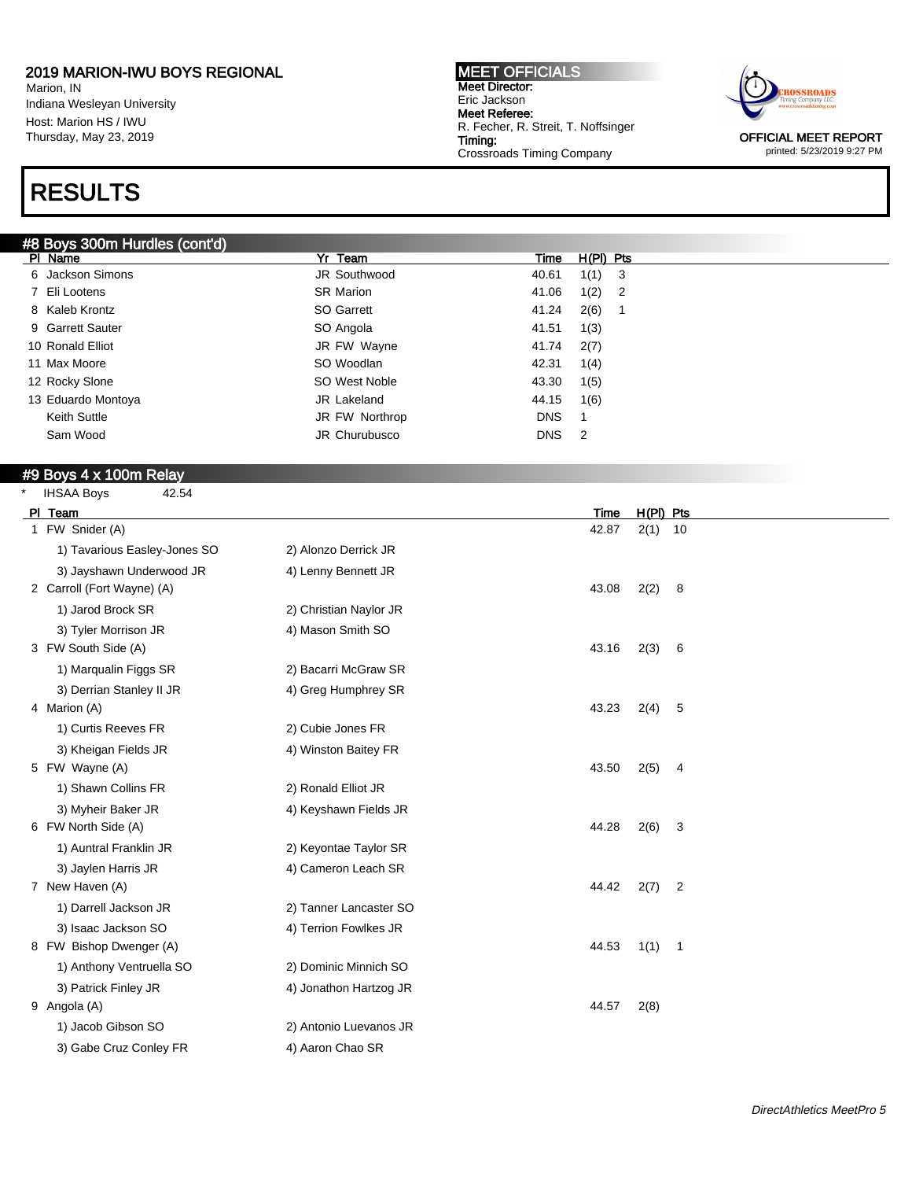# 2019 MARION-IWU BOYS REGIONAL

Marion, IN
Indiana Wesleyan University
Host: Marion HS / IWU
Thursday, May 23, 2019

**MEET OFFICIALS**
**Meet Director:**
Eric Jackson
**Meet Referee:**
R. Fecher, R. Streit, T. Noffsinger
**Timing:**
Crossroads Timing Company

OFFICIAL MEET REPORT
printed: 5/23/2019 9:27 PM

# RESULTS

## #8 Boys 300m Hurdles (cont'd)

| Pl | Name | Yr | Team | Time | H(Pl) | Pts |
|---|---|---|---|---|---|---|
| 6 | Jackson Simons | JR | Southwood | 40.61 | 1(1) | 3 |
| 7 | Eli Lootens | SR | Marion | 41.06 | 1(2) | 2 |
| 8 | Kaleb Krontz | SO | Garrett | 41.24 | 2(6) | 1 |
| 9 | Garrett Sauter | SO | Angola | 41.51 | 1(3) | |
| 10 | Ronald Elliot | JR | FW Wayne | 41.74 | 2(7) | |
| 11 | Max Moore | SO | Woodlan | 42.31 | 1(4) | |
| 12 | Rocky Slone | SO | West Noble | 43.30 | 1(5) | |
| 13 | Eduardo Montoya | JR | Lakeland | 44.15 | 1(6) | |
| | Keith Suttle | JR | FW Northrop | DNS | 1 | |
| | Sam Wood | JR | Churubusco | DNS | 2 | |

## #9 Boys 4 x 100m Relay

\* IHSAA Boys 42.54

| Pl | Team | | Time | H(Pl) | Pts |
|---|---|---|---|---|---|
| 1 | FW Snider (A) | | 42.87 | 2(1) | 10 |
| | 1) Tavarious Easley-Jones SO | 2) Alonzo Derrick JR | | | |
| | 3) Jayshawn Underwood JR | 4) Lenny Bennett JR | | | |
| 2 | Carroll (Fort Wayne) (A) | | 43.08 | 2(2) | 8 |
| | 1) Jarod Brock SR | 2) Christian Naylor JR | | | |
| | 3) Tyler Morrison JR | 4) Mason Smith SO | | | |
| 3 | FW South Side (A) | | 43.16 | 2(3) | 6 |
| | 1) Marqualin Figgs SR | 2) Bacarri McGraw SR | | | |
| | 3) Derrian Stanley II JR | 4) Greg Humphrey SR | | | |
| 4 | Marion (A) | | 43.23 | 2(4) | 5 |
| | 1) Curtis Reeves FR | 2) Cubie Jones FR | | | |
| | 3) Kheigan Fields JR | 4) Winston Baitey FR | | | |
| 5 | FW Wayne (A) | | 43.50 | 2(5) | 4 |
| | 1) Shawn Collins FR | 2) Ronald Elliot JR | | | |
| | 3) Myheir Baker JR | 4) Keyshawn Fields JR | | | |
| 6 | FW North Side (A) | | 44.28 | 2(6) | 3 |
| | 1) Auntral Franklin JR | 2) Keyontae Taylor SR | | | |
| | 3) Jaylen Harris JR | 4) Cameron Leach SR | | | |
| 7 | New Haven (A) | | 44.42 | 2(7) | 2 |
| | 1) Darrell Jackson JR | 2) Tanner Lancaster SO | | | |
| | 3) Isaac Jackson SO | 4) Terrion Fowlkes JR | | | |
| 8 | FW Bishop Dwenger (A) | | 44.53 | 1(1) | 1 |
| | 1) Anthony Ventruella SO | 2) Dominic Minnich SO | | | |
| | 3) Patrick Finley JR | 4) Jonathon Hartzog JR | | | |
| 9 | Angola (A) | | 44.57 | 2(8) | |
| | 1) Jacob Gibson SO | 2) Antonio Luevanos JR | | | |
| | 3) Gabe Cruz Conley FR | 4) Aaron Chao SR | | | |

*DirectAthletics MeetPro 5*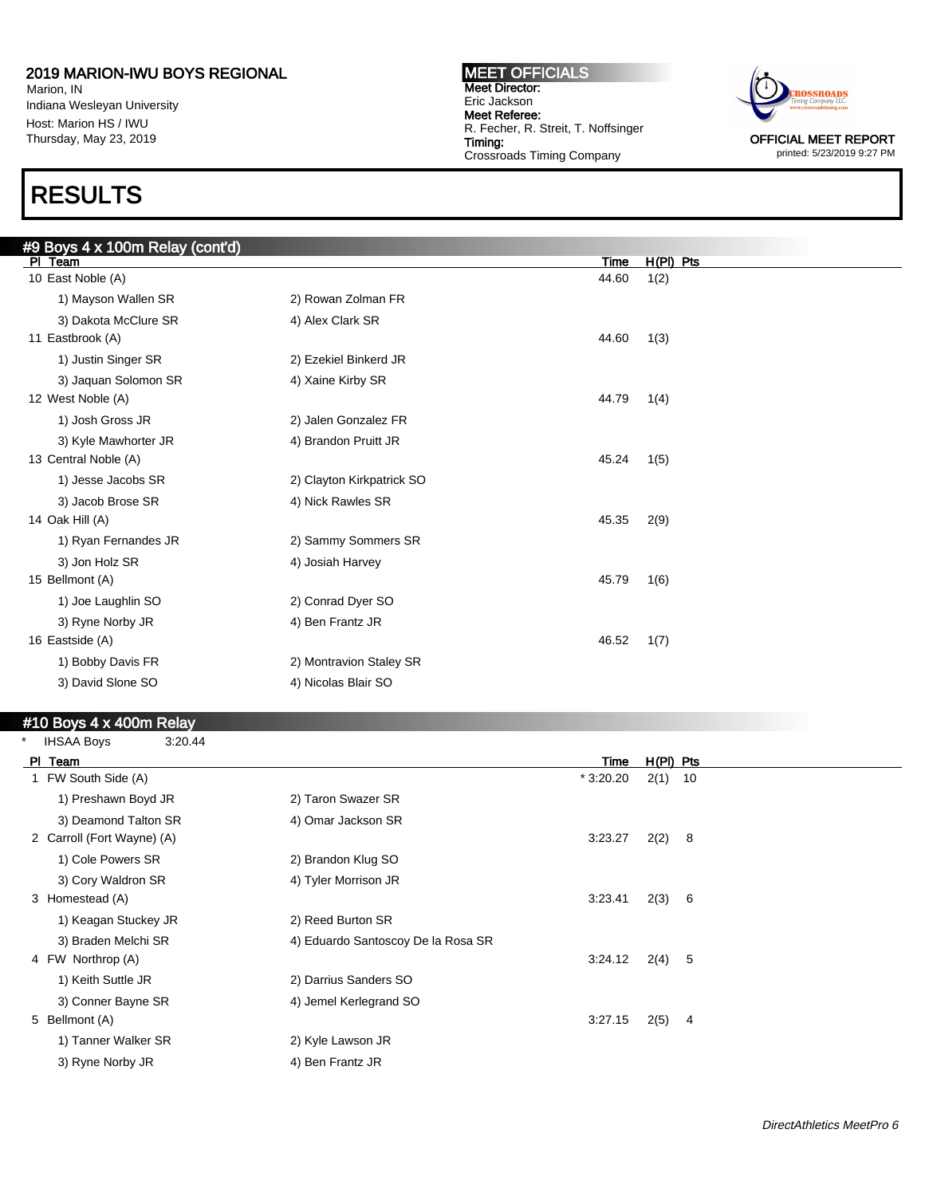## 2019 MARION-IWU BOYS REGIONAL

Marion, IN
Indiana Wesleyan University
Host: Marion HS / IWU
Thursday, May 23, 2019

**MEET OFFICIALS**
**Meet Director:**
Eric Jackson
**Meet Referee:**
R. Fecher, R. Streit, T. Noffsinger
**Timing:**
Crossroads Timing Company

OFFICIAL MEET REPORT
printed: 5/23/2019 9:27 PM

# RESULTS

### #9 Boys 4 x 100m Relay (cont'd)

| Pl | Team | | Time | H(Pl) | Pts |
|---|---|---|---|---|---|
| 10 | East Noble (A) | | 44.60 | 1(2) | |
| | 1) Mayson Wallen SR | 2) Rowan Zolman FR | | | |
| | 3) Dakota McClure SR | 4) Alex Clark SR | | | |
| 11 | Eastbrook (A) | | 44.60 | 1(3) | |
| | 1) Justin Singer SR | 2) Ezekiel Binkerd JR | | | |
| | 3) Jaquan Solomon SR | 4) Xaine Kirby SR | | | |
| 12 | West Noble (A) | | 44.79 | 1(4) | |
| | 1) Josh Gross JR | 2) Jalen Gonzalez FR | | | |
| | 3) Kyle Mawhorter JR | 4) Brandon Pruitt JR | | | |
| 13 | Central Noble (A) | | 45.24 | 1(5) | |
| | 1) Jesse Jacobs SR | 2) Clayton Kirkpatrick SO | | | |
| | 3) Jacob Brose SR | 4) Nick Rawles SR | | | |
| 14 | Oak Hill (A) | | 45.35 | 2(9) | |
| | 1) Ryan Fernandes JR | 2) Sammy Sommers SR | | | |
| | 3) Jon Holz SR | 4) Josiah Harvey | | | |
| 15 | Bellmont (A) | | 45.79 | 1(6) | |
| | 1) Joe Laughlin SO | 2) Conrad Dyer SO | | | |
| | 3) Ryne Norby JR | 4) Ben Frantz JR | | | |
| 16 | Eastside (A) | | 46.52 | 1(7) | |
| | 1) Bobby Davis FR | 2) Montravion Staley SR | | | |
| | 3) David Slone SO | 4) Nicolas Blair SO | | | |

### #10 Boys 4 x 400m Relay

* IHSAA Boys 3:20.44

| Pl | Team | | Time | H(Pl) | Pts |
|---|---|---|---|---|---|
| 1 | FW South Side (A) | | * 3:20.20 | 2(1) | 10 |
| | 1) Preshawn Boyd JR | 2) Taron Swazer SR | | | |
| | 3) Deamond Talton SR | 4) Omar Jackson SR | | | |
| 2 | Carroll (Fort Wayne) (A) | | 3:23.27 | 2(2) | 8 |
| | 1) Cole Powers SR | 2) Brandon Klug SO | | | |
| | 3) Cory Waldron SR | 4) Tyler Morrison JR | | | |
| 3 | Homestead (A) | | 3:23.41 | 2(3) | 6 |
| | 1) Keagan Stuckey JR | 2) Reed Burton SR | | | |
| | 3) Braden Melchi SR | 4) Eduardo Santoscoy De la Rosa SR | | | |
| 4 | FW Northrop (A) | | 3:24.12 | 2(4) | 5 |
| | 1) Keith Suttle JR | 2) Darrius Sanders SO | | | |
| | 3) Conner Bayne SR | 4) Jemel Kerlegrand SO | | | |
| 5 | Bellmont (A) | | 3:27.15 | 2(5) | 4 |
| | 1) Tanner Walker SR | 2) Kyle Lawson JR | | | |
| | 3) Ryne Norby JR | 4) Ben Frantz JR | | | |

*DirectAthletics MeetPro 6*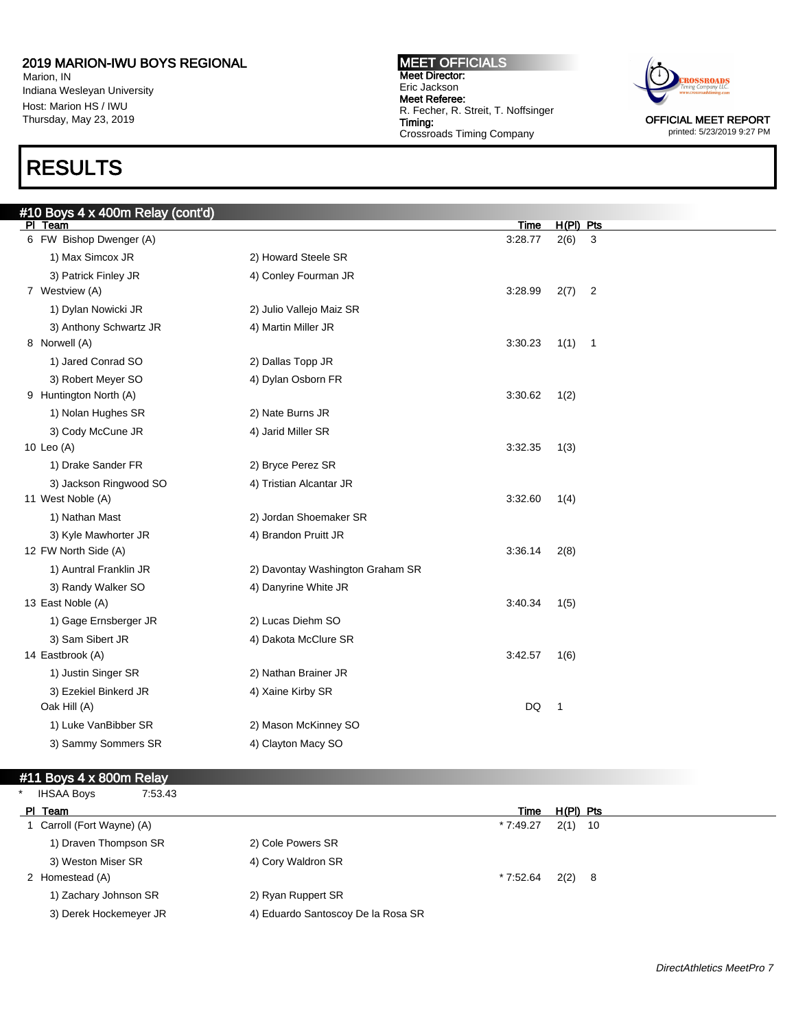# 2019 MARION-IWU BOYS REGIONAL

Marion, IN
Indiana Wesleyan University
Host: Marion HS / IWU
Thursday, May 23, 2019

**MEET OFFICIALS**
**Meet Director:**
Eric Jackson
**Meet Referee:**
R. Fecher, R. Streit, T. Noffsinger
**Timing:**
Crossroads Timing Company

OFFICIAL MEET REPORT
printed: 5/23/2019 9:27 PM

# RESULTS

## #10 Boys 4 x 400m Relay (cont'd)

| Pl | Team | | Time | H(Pl) | Pts |
|---|---|---|---|---|---|
| 6 | FW Bishop Dwenger (A) | | 3:28.77 | 2(6) | 3 |
| | 1) Max Simcox JR | 2) Howard Steele SR | | | |
| | 3) Patrick Finley JR | 4) Conley Fourman JR | | | |
| 7 | Westview (A) | | 3:28.99 | 2(7) | 2 |
| | 1) Dylan Nowicki JR | 2) Julio Vallejo Maiz SR | | | |
| | 3) Anthony Schwartz JR | 4) Martin Miller JR | | | |
| 8 | Norwell (A) | | 3:30.23 | 1(1) | 1 |
| | 1) Jared Conrad SO | 2) Dallas Topp JR | | | |
| | 3) Robert Meyer SO | 4) Dylan Osborn FR | | | |
| 9 | Huntington North (A) | | 3:30.62 | 1(2) | |
| | 1) Nolan Hughes SR | 2) Nate Burns JR | | | |
| | 3) Cody McCune JR | 4) Jarid Miller SR | | | |
| 10 | Leo (A) | | 3:32.35 | 1(3) | |
| | 1) Drake Sander FR | 2) Bryce Perez SR | | | |
| | 3) Jackson Ringwood SO | 4) Tristian Alcantar JR | | | |
| 11 | West Noble (A) | | 3:32.60 | 1(4) | |
| | 1) Nathan Mast | 2) Jordan Shoemaker SR | | | |
| | 3) Kyle Mawhorter JR | 4) Brandon Pruitt JR | | | |
| 12 | FW North Side (A) | | 3:36.14 | 2(8) | |
| | 1) Auntral Franklin JR | 2) Davontay Washington Graham SR | | | |
| | 3) Randy Walker SO | 4) Danyrine White JR | | | |
| 13 | East Noble (A) | | 3:40.34 | 1(5) | |
| | 1) Gage Ernsberger JR | 2) Lucas Diehm SO | | | |
| | 3) Sam Sibert JR | 4) Dakota McClure SR | | | |
| 14 | Eastbrook (A) | | 3:42.57 | 1(6) | |
| | 1) Justin Singer SR | 2) Nathan Brainer JR | | | |
| | 3) Ezekiel Binkerd JR | 4) Xaine Kirby SR | | | |
| | Oak Hill (A) | | DQ | 1 | |
| | 1) Luke VanBibber SR | 2) Mason McKinney SO | | | |
| | 3) Sammy Sommers SR | 4) Clayton Macy SO | | | |

## #11 Boys 4 x 800m Relay

\* IHSAA Boys 7:53.43

| Pl | Team | | Time | H(Pl) | Pts |
|---|---|---|---|---|---|
| 1 | Carroll (Fort Wayne) (A) | | * 7:49.27 | 2(1) | 10 |
| | 1) Draven Thompson SR | 2) Cole Powers SR | | | |
| | 3) Weston Miser SR | 4) Cory Waldron SR | | | |
| 2 | Homestead (A) | | * 7:52.64 | 2(2) | 8 |
| | 1) Zachary Johnson SR | 2) Ryan Ruppert SR | | | |
| | 3) Derek Hockemeyer JR | 4) Eduardo Santoscoy De la Rosa SR | | | |

*DirectAthletics MeetPro 7*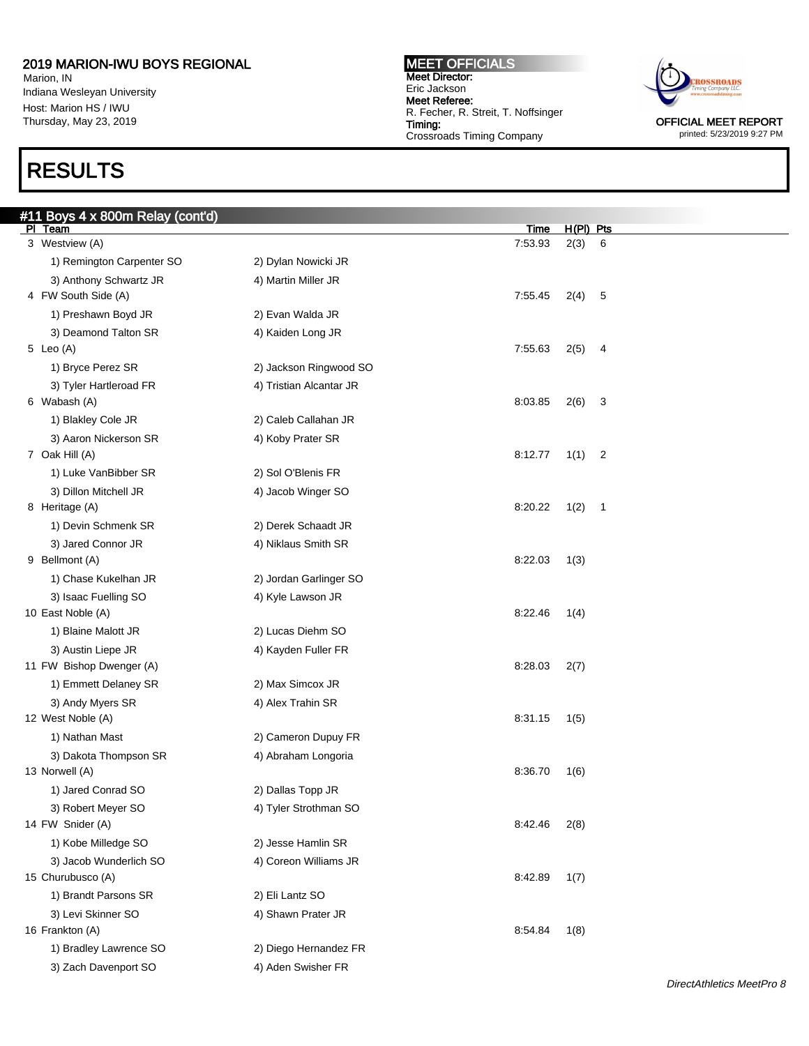# 2019 MARION-IWU BOYS REGIONAL

Marion, IN
Indiana Wesleyan University
Host: Marion HS / IWU
Thursday, May 23, 2019

**MEET OFFICIALS**
**Meet Director:** Eric Jackson
**Meet Referee:** R. Fecher, R. Streit, T. Noffsinger
**Timing:** Crossroads Timing Company

OFFICIAL MEET REPORT
printed: 5/23/2019 9:27 PM

# RESULTS

## #11 Boys 4 x 800m Relay (cont'd)

| Pl | Team | | Time | H(Pl) | Pts |
|---|---|---|---|---|---|
| 3 | Westview (A) | | 7:53.93 | 2(3) | 6 |
| | 1) Remington Carpenter SO | 2) Dylan Nowicki JR | | | |
| | 3) Anthony Schwartz JR | 4) Martin Miller JR | | | |
| 4 | FW South Side (A) | | 7:55.45 | 2(4) | 5 |
| | 1) Preshawn Boyd JR | 2) Evan Walda JR | | | |
| | 3) Deamond Talton SR | 4) Kaiden Long JR | | | |
| 5 | Leo (A) | | 7:55.63 | 2(5) | 4 |
| | 1) Bryce Perez SR | 2) Jackson Ringwood SO | | | |
| | 3) Tyler Hartleroad FR | 4) Tristian Alcantar JR | | | |
| 6 | Wabash (A) | | 8:03.85 | 2(6) | 3 |
| | 1) Blakley Cole JR | 2) Caleb Callahan JR | | | |
| | 3) Aaron Nickerson SR | 4) Koby Prater SR | | | |
| 7 | Oak Hill (A) | | 8:12.77 | 1(1) | 2 |
| | 1) Luke VanBibber SR | 2) Sol O'Blenis FR | | | |
| | 3) Dillon Mitchell JR | 4) Jacob Winger SO | | | |
| 8 | Heritage (A) | | 8:20.22 | 1(2) | 1 |
| | 1) Devin Schmenk SR | 2) Derek Schaadt JR | | | |
| | 3) Jared Connor JR | 4) Niklaus Smith SR | | | |
| 9 | Bellmont (A) | | 8:22.03 | 1(3) | |
| | 1) Chase Kukelhan JR | 2) Jordan Garlinger SO | | | |
| | 3) Isaac Fuelling SO | 4) Kyle Lawson JR | | | |
| 10 | East Noble (A) | | 8:22.46 | 1(4) | |
| | 1) Blaine Malott JR | 2) Lucas Diehm SO | | | |
| | 3) Austin Liepe JR | 4) Kayden Fuller FR | | | |
| 11 | FW Bishop Dwenger (A) | | 8:28.03 | 2(7) | |
| | 1) Emmett Delaney SR | 2) Max Simcox JR | | | |
| | 3) Andy Myers SR | 4) Alex Trahin SR | | | |
| 12 | West Noble (A) | | 8:31.15 | 1(5) | |
| | 1) Nathan Mast | 2) Cameron Dupuy FR | | | |
| | 3) Dakota Thompson SR | 4) Abraham Longoria | | | |
| 13 | Norwell (A) | | 8:36.70 | 1(6) | |
| | 1) Jared Conrad SO | 2) Dallas Topp JR | | | |
| | 3) Robert Meyer SO | 4) Tyler Strothman SO | | | |
| 14 | FW Snider (A) | | 8:42.46 | 2(8) | |
| | 1) Kobe Milledge SO | 2) Jesse Hamlin SR | | | |
| | 3) Jacob Wunderlich SO | 4) Coreon Williams JR | | | |
| 15 | Churubusco (A) | | 8:42.89 | 1(7) | |
| | 1) Brandt Parsons SR | 2) Eli Lantz SO | | | |
| | 3) Levi Skinner SO | 4) Shawn Prater JR | | | |
| 16 | Frankton (A) | | 8:54.84 | 1(8) | |
| | 1) Bradley Lawrence SO | 2) Diego Hernandez FR | | | |
| | 3) Zach Davenport SO | 4) Aden Swisher FR | | | |

*DirectAthletics MeetPro 8*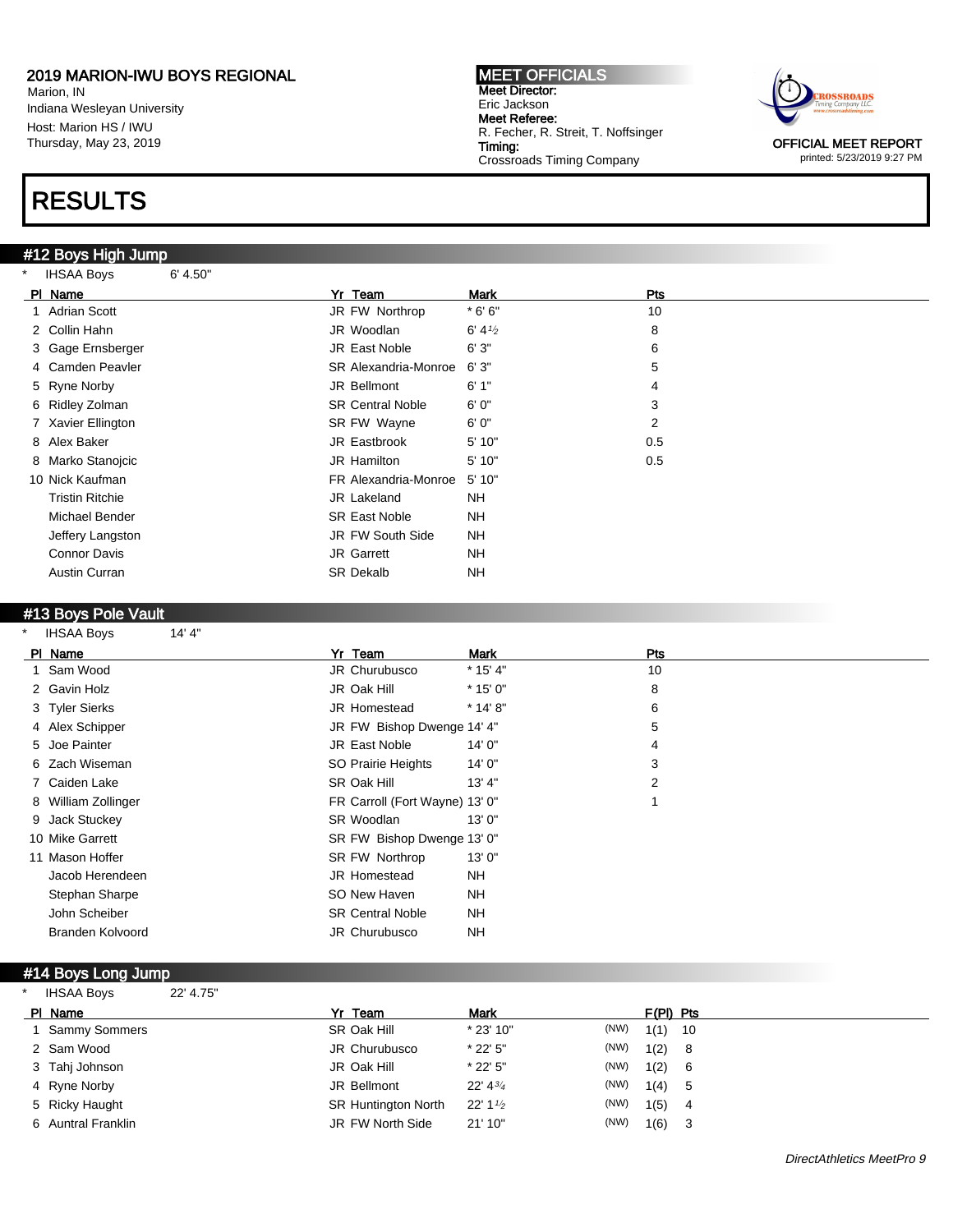2019 MARION-IWU BOYS REGIONAL
Marion, IN
Indiana Wesleyan University
Host: Marion HS / IWU
Thursday, May 23, 2019

**MEET OFFICIALS**
**Meet Director:**
Eric Jackson
**Meet Referee:**
R. Fecher, R. Streit, T. Noffsinger
**Timing:**
Crossroads Timing Company

OFFICIAL MEET REPORT
printed: 5/23/2019 9:27 PM

# RESULTS

## #12 Boys High Jump

\* IHSAA Boys 6' 4.50"

| Pl | Name | Yr | Team | Mark | Pts |
|---|---|---|---|---|---|
| 1 | Adrian Scott | JR | FW Northrop | * 6' 6" | 10 |
| 2 | Collin Hahn | JR | Woodlan | 6' 4½ | 8 |
| 3 | Gage Ernsberger | JR | East Noble | 6' 3" | 6 |
| 4 | Camden Peavler | SR | Alexandria-Monroe | 6' 3" | 5 |
| 5 | Ryne Norby | JR | Bellmont | 6' 1" | 4 |
| 6 | Ridley Zolman | SR | Central Noble | 6' 0" | 3 |
| 7 | Xavier Ellington | SR | FW Wayne | 6' 0" | 2 |
| 8 | Alex Baker | JR | Eastbrook | 5' 10" | 0.5 |
| 8 | Marko Stanojcic | JR | Hamilton | 5' 10" | 0.5 |
| 10 | Nick Kaufman | FR | Alexandria-Monroe | 5' 10" | |
| | Tristin Ritchie | JR | Lakeland | NH | |
| | Michael Bender | SR | East Noble | NH | |
| | Jeffery Langston | JR | FW South Side | NH | |
| | Connor Davis | JR | Garrett | NH | |
| | Austin Curran | SR | Dekalb | NH | |

## #13 Boys Pole Vault

\* IHSAA Boys 14' 4"

| Pl | Name | Yr | Team | Mark | Pts |
|---|---|---|---|---|---|
| 1 | Sam Wood | JR | Churubusco | * 15' 4" | 10 |
| 2 | Gavin Holz | JR | Oak Hill | * 15' 0" | 8 |
| 3 | Tyler Sierks | JR | Homestead | * 14' 8" | 6 |
| 4 | Alex Schipper | JR | FW Bishop Dwenge | 14' 4" | 5 |
| 5 | Joe Painter | JR | East Noble | 14' 0" | 4 |
| 6 | Zach Wiseman | SO | Prairie Heights | 14' 0" | 3 |
| 7 | Caiden Lake | SR | Oak Hill | 13' 4" | 2 |
| 8 | William Zollinger | FR | Carroll (Fort Wayne) | 13' 0" | 1 |
| 9 | Jack Stuckey | SR | Woodlan | 13' 0" | |
| 10 | Mike Garrett | SR | FW Bishop Dwenge | 13' 0" | |
| 11 | Mason Hoffer | SR | FW Northrop | 13' 0" | |
| | Jacob Herendeen | JR | Homestead | NH | |
| | Stephan Sharpe | SO | New Haven | NH | |
| | John Scheiber | SR | Central Noble | NH | |
| | Branden Kolvoord | JR | Churubusco | NH | |

## #14 Boys Long Jump

\* IHSAA Boys 22' 4.75"

| Pl | Name | Yr | Team | Mark | | F(Pl) | Pts |
|---|---|---|---|---|---|---|---|
| 1 | Sammy Sommers | SR | Oak Hill | * 23' 10" | (NW) | 1(1) | 10 |
| 2 | Sam Wood | JR | Churubusco | * 22' 5" | (NW) | 1(2) | 8 |
| 3 | Tahj Johnson | JR | Oak Hill | * 22' 5" | (NW) | 1(2) | 6 |
| 4 | Ryne Norby | JR | Bellmont | 22' 4¾ | (NW) | 1(4) | 5 |
| 5 | Ricky Haught | SR | Huntington North | 22' 1½ | (NW) | 1(5) | 4 |
| 6 | Auntral Franklin | JR | FW North Side | 21' 10" | (NW) | 1(6) | 3 |

*DirectAthletics MeetPro 9*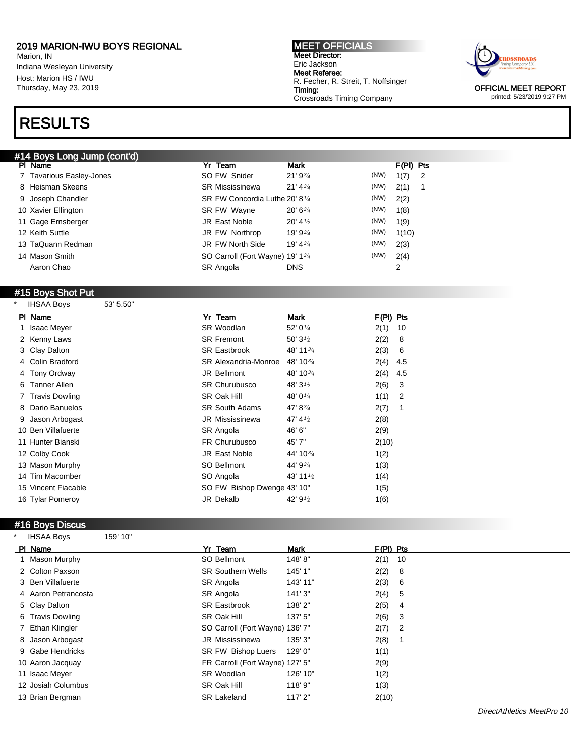2019 MARION-IWU BOYS REGIONAL
Marion, IN
Indiana Wesleyan University
Host: Marion HS / IWU
Thursday, May 23, 2019

MEET OFFICIALS
Meet Director:
Eric Jackson
Meet Referee:
R. Fecher, R. Streit, T. Noffsinger
Timing:
Crossroads Timing Company

OFFICIAL MEET REPORT
printed: 5/23/2019 9:27 PM

# RESULTS

## #14 Boys Long Jump (cont'd)

| Pl | Name | Yr | Team | Mark | | F(Pl) | Pts |
|---|---|---|---|---|---|---|---|
| 7 | Tavarious Easley-Jones | SO | FW Snider | 21' 9¾ | (NW) | 1(7) | 2 |
| 8 | Heisman Skeens | SR | Mississinewa | 21' 4¾ | (NW) | 2(1) | 1 |
| 9 | Joseph Chandler | SR | FW Concordia Luthe | 20' 8¼ | (NW) | 2(2) | |
| 10 | Xavier Ellington | SR | FW Wayne | 20' 6¾ | (NW) | 1(8) | |
| 11 | Gage Ernsberger | JR | East Noble | 20' 4½ | (NW) | 1(9) | |
| 12 | Keith Suttle | JR | FW Northrop | 19' 9¾ | (NW) | 1(10) | |
| 13 | TaQuann Redman | JR | FW North Side | 19' 4¾ | (NW) | 2(3) | |
| 14 | Mason Smith | SO | Carroll (Fort Wayne) | 19' 1¾ | (NW) | 2(4) | |
| | Aaron Chao | SR | Angola | DNS | | 2 | |

## #15 Boys Shot Put

\* IHSAA Boys 53' 5.50"

| Pl | Name | Yr | Team | Mark | F(Pl) | Pts |
|---|---|---|---|---|---|---|
| 1 | Isaac Meyer | SR | Woodlan | 52' 0¼ | 2(1) | 10 |
| 2 | Kenny Laws | SR | Fremont | 50' 3½ | 2(2) | 8 |
| 3 | Clay Dalton | SR | Eastbrook | 48' 11¾ | 2(3) | 6 |
| 4 | Colin Bradford | SR | Alexandria-Monroe | 48' 10¾ | 2(4) | 4.5 |
| 4 | Tony Ordway | JR | Bellmont | 48' 10¾ | 2(4) | 4.5 |
| 6 | Tanner Allen | SR | Churubusco | 48' 3½ | 2(6) | 3 |
| 7 | Travis Dowling | SR | Oak Hill | 48' 0¼ | 1(1) | 2 |
| 8 | Dario Banuelos | SR | South Adams | 47' 8¾ | 2(7) | 1 |
| 9 | Jason Arbogast | JR | Mississinewa | 47' 4½ | 2(8) | |
| 10 | Ben Villafuerte | SR | Angola | 46' 6" | 2(9) | |
| 11 | Hunter Bianski | FR | Churubusco | 45' 7" | 2(10) | |
| 12 | Colby Cook | JR | East Noble | 44' 10¾ | 1(2) | |
| 13 | Mason Murphy | SO | Bellmont | 44' 9¾ | 1(3) | |
| 14 | Tim Macomber | SO | Angola | 43' 11½ | 1(4) | |
| 15 | Vincent Fiacable | SO | FW Bishop Dwenge | 43' 10" | 1(5) | |
| 16 | Tylar Pomeroy | JR | Dekalb | 42' 9½ | 1(6) | |

## #16 Boys Discus

\* IHSAA Boys 159' 10"

| Pl | Name | Yr | Team | Mark | F(Pl) | Pts |
|---|---|---|---|---|---|---|
| 1 | Mason Murphy | SO | Bellmont | 148' 8" | 2(1) | 10 |
| 2 | Colton Paxson | SR | Southern Wells | 145' 1" | 2(2) | 8 |
| 3 | Ben Villafuerte | SR | Angola | 143' 11" | 2(3) | 6 |
| 4 | Aaron Petrancosta | SR | Angola | 141' 3" | 2(4) | 5 |
| 5 | Clay Dalton | SR | Eastbrook | 138' 2" | 2(5) | 4 |
| 6 | Travis Dowling | SR | Oak Hill | 137' 5" | 2(6) | 3 |
| 7 | Ethan Klingler | SO | Carroll (Fort Wayne) | 136' 7" | 2(7) | 2 |
| 8 | Jason Arbogast | JR | Mississinewa | 135' 3" | 2(8) | 1 |
| 9 | Gabe Hendricks | SR | FW Bishop Luers | 129' 0" | 1(1) | |
| 10 | Aaron Jacquay | FR | Carroll (Fort Wayne) | 127' 5" | 2(9) | |
| 11 | Isaac Meyer | SR | Woodlan | 126' 10" | 1(2) | |
| 12 | Josiah Columbus | SR | Oak Hill | 118' 9" | 1(3) | |
| 13 | Brian Bergman | SR | Lakeland | 117' 2" | 2(10) | |

*DirectAthletics MeetPro 10*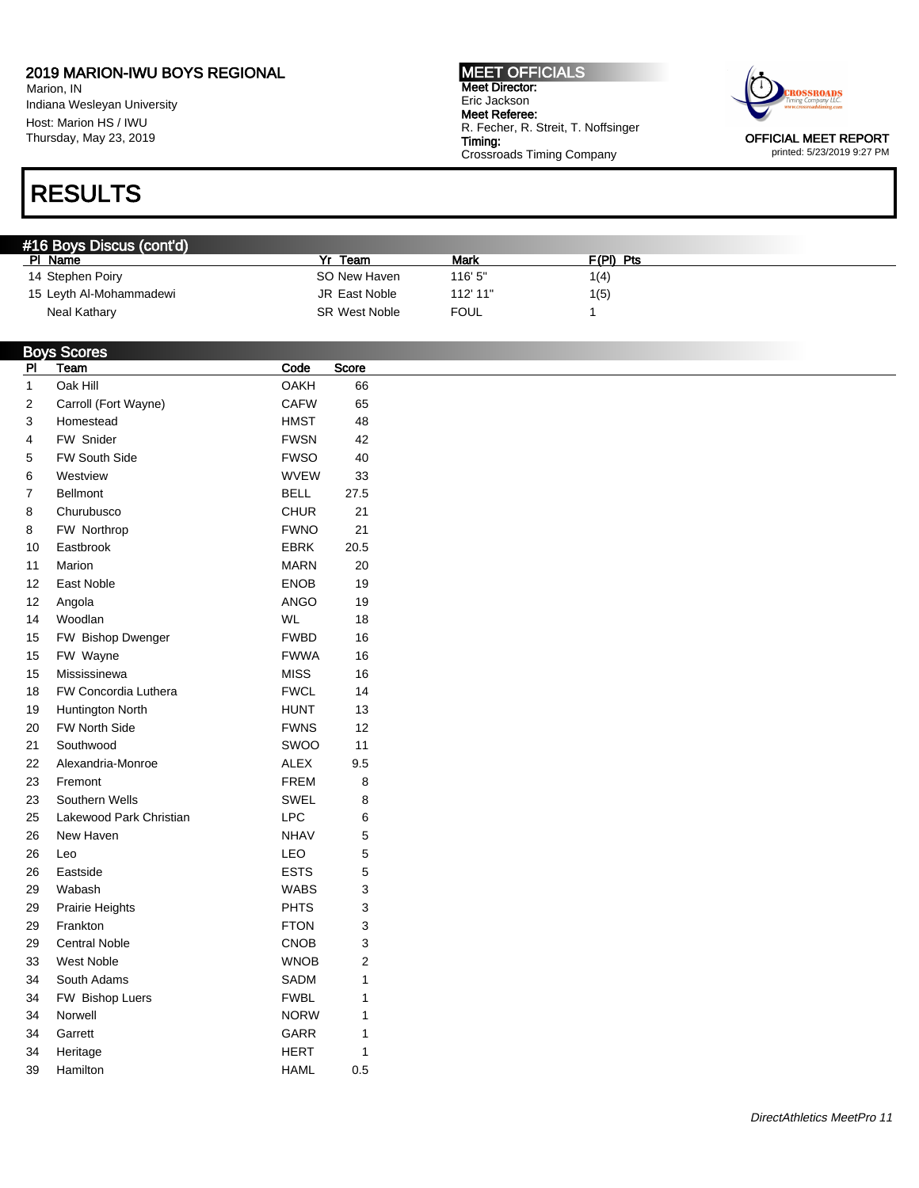2019 MARION-IWU BOYS REGIONAL
Marion, IN
Indiana Wesleyan University
Host: Marion HS / IWU
Thursday, May 23, 2019

**MEET OFFICIALS**
**Meet Director:**
Eric Jackson
**Meet Referee:**
R. Fecher, R. Streit, T. Noffsinger
**Timing:**
Crossroads Timing Company

OFFICIAL MEET REPORT
printed: 5/23/2019 9:27 PM

# RESULTS

## #16 Boys Discus (cont'd)

| Pl | Name | Yr | Team | Mark | F(Pl) | Pts |
|---|---|---|---|---|---|---|
| 14 | Stephen Poiry | SO | New Haven | 116' 5" | 1(4) | |
| 15 | Leyth Al-Mohammadewi | JR | East Noble | 112' 11" | 1(5) | |
| | Neal Kathary | SR | West Noble | FOUL | 1 | |

## Boys Scores

| Pl | Team | Code | Score |
|---|---|---|---|
| 1 | Oak Hill | OAKH | 66 |
| 2 | Carroll (Fort Wayne) | CAFW | 65 |
| 3 | Homestead | HMST | 48 |
| 4 | FW Snider | FWSN | 42 |
| 5 | FW South Side | FWSO | 40 |
| 6 | Westview | WVEW | 33 |
| 7 | Bellmont | BELL | 27.5 |
| 8 | Churubusco | CHUR | 21 |
| 8 | FW Northrop | FWNO | 21 |
| 10 | Eastbrook | EBRK | 20.5 |
| 11 | Marion | MARN | 20 |
| 12 | East Noble | ENOB | 19 |
| 12 | Angola | ANGO | 19 |
| 14 | Woodlan | WL | 18 |
| 15 | FW Bishop Dwenger | FWBD | 16 |
| 15 | FW Wayne | FWWA | 16 |
| 15 | Mississinewa | MISS | 16 |
| 18 | FW Concordia Luthera | FWCL | 14 |
| 19 | Huntington North | HUNT | 13 |
| 20 | FW North Side | FWNS | 12 |
| 21 | Southwood | SWOO | 11 |
| 22 | Alexandria-Monroe | ALEX | 9.5 |
| 23 | Fremont | FREM | 8 |
| 23 | Southern Wells | SWEL | 8 |
| 25 | Lakewood Park Christian | LPC | 6 |
| 26 | New Haven | NHAV | 5 |
| 26 | Leo | LEO | 5 |
| 26 | Eastside | ESTS | 5 |
| 29 | Wabash | WABS | 3 |
| 29 | Prairie Heights | PHTS | 3 |
| 29 | Frankton | FTON | 3 |
| 29 | Central Noble | CNOB | 3 |
| 33 | West Noble | WNOB | 2 |
| 34 | South Adams | SADM | 1 |
| 34 | FW Bishop Luers | FWBL | 1 |
| 34 | Norwell | NORW | 1 |
| 34 | Garrett | GARR | 1 |
| 34 | Heritage | HERT | 1 |
| 39 | Hamilton | HAML | 0.5 |

*DirectAthletics MeetPro 11*